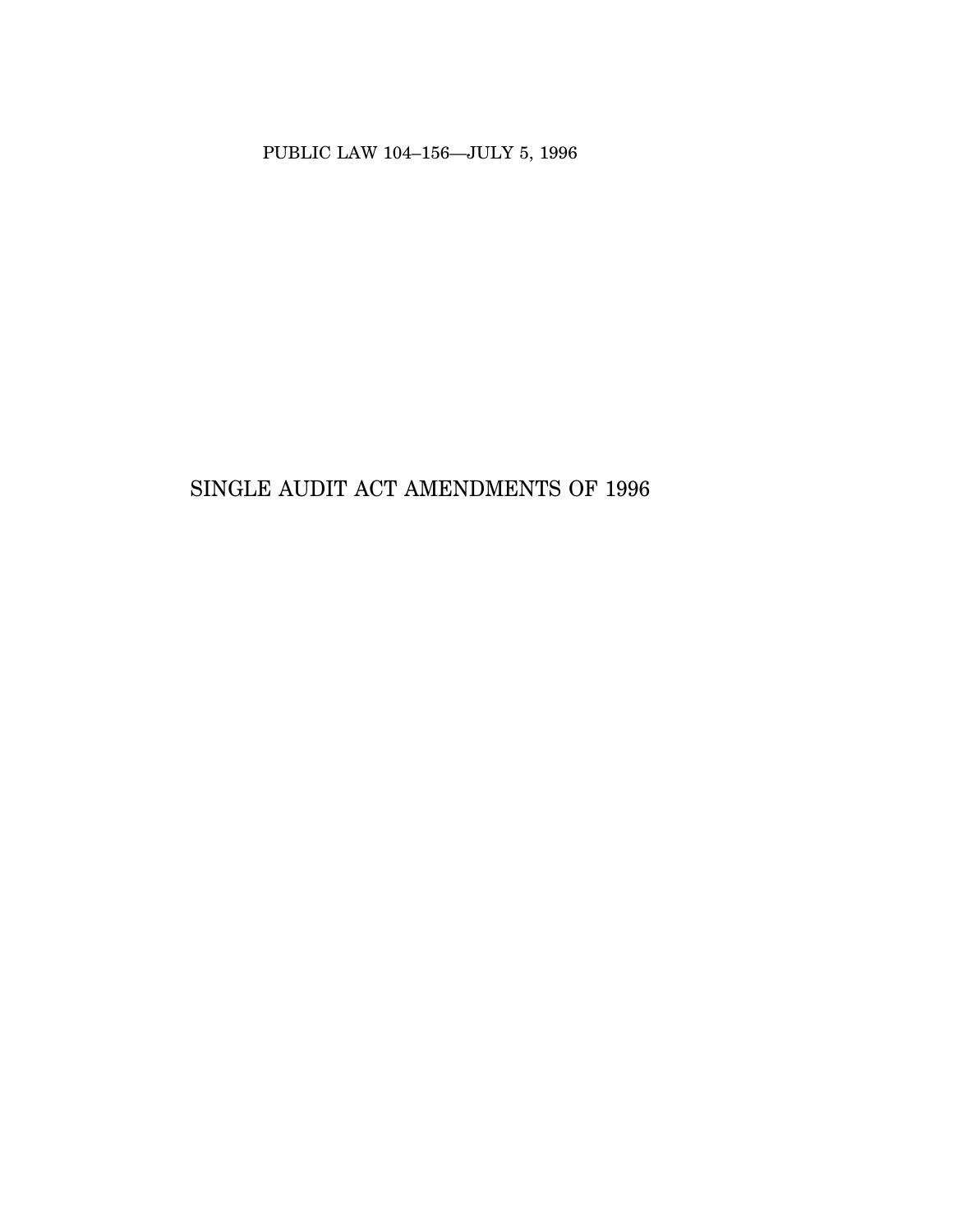PUBLIC LAW 104–156—JULY 5, 1996

# SINGLE AUDIT ACT AMENDMENTS OF 1996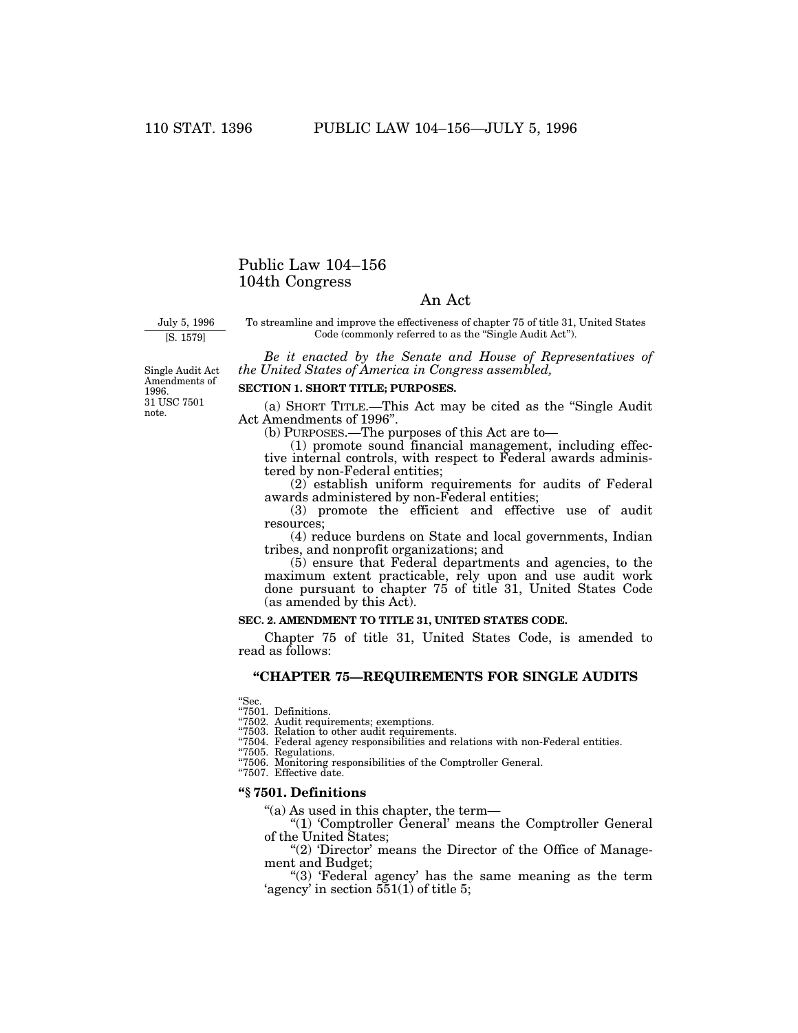# Public Law 104–156
# 104th Congress

## An Act

July 5, 1996
[S. 1579]

To streamline and improve the effectiveness of chapter 75 of title 31, United States Code (commonly referred to as the "Single Audit Act").

Single Audit Act Amendments of 1996.
31 USC 7501 note.

*Be it enacted by the Senate and House of Representatives of the United States of America in Congress assembled,*

**SECTION 1. SHORT TITLE; PURPOSES.**

(a) SHORT TITLE.—This Act may be cited as the "Single Audit Act Amendments of 1996".

(b) PURPOSES.—The purposes of this Act are to—

(1) promote sound financial management, including effective internal controls, with respect to Federal awards administered by non-Federal entities;

(2) establish uniform requirements for audits of Federal awards administered by non-Federal entities;

(3) promote the efficient and effective use of audit resources;

(4) reduce burdens on State and local governments, Indian tribes, and nonprofit organizations; and

(5) ensure that Federal departments and agencies, to the maximum extent practicable, rely upon and use audit work done pursuant to chapter 75 of title 31, United States Code (as amended by this Act).

**SEC. 2. AMENDMENT TO TITLE 31, UNITED STATES CODE.**

Chapter 75 of title 31, United States Code, is amended to read as follows:

### "CHAPTER 75—REQUIREMENTS FOR SINGLE AUDITS

"Sec.
"7501. Definitions.
"7502. Audit requirements; exemptions.
"7503. Relation to other audit requirements.
"7504. Federal agency responsibilities and relations with non-Federal entities.
"7505. Regulations.
"7506. Monitoring responsibilities of the Comptroller General.
"7507. Effective date.

**"§ 7501. Definitions**

"(a) As used in this chapter, the term—

"(1) 'Comptroller General' means the Comptroller General of the United States;

"(2) 'Director' means the Director of the Office of Management and Budget;

"(3) 'Federal agency' has the same meaning as the term 'agency' in section 551(1) of title 5;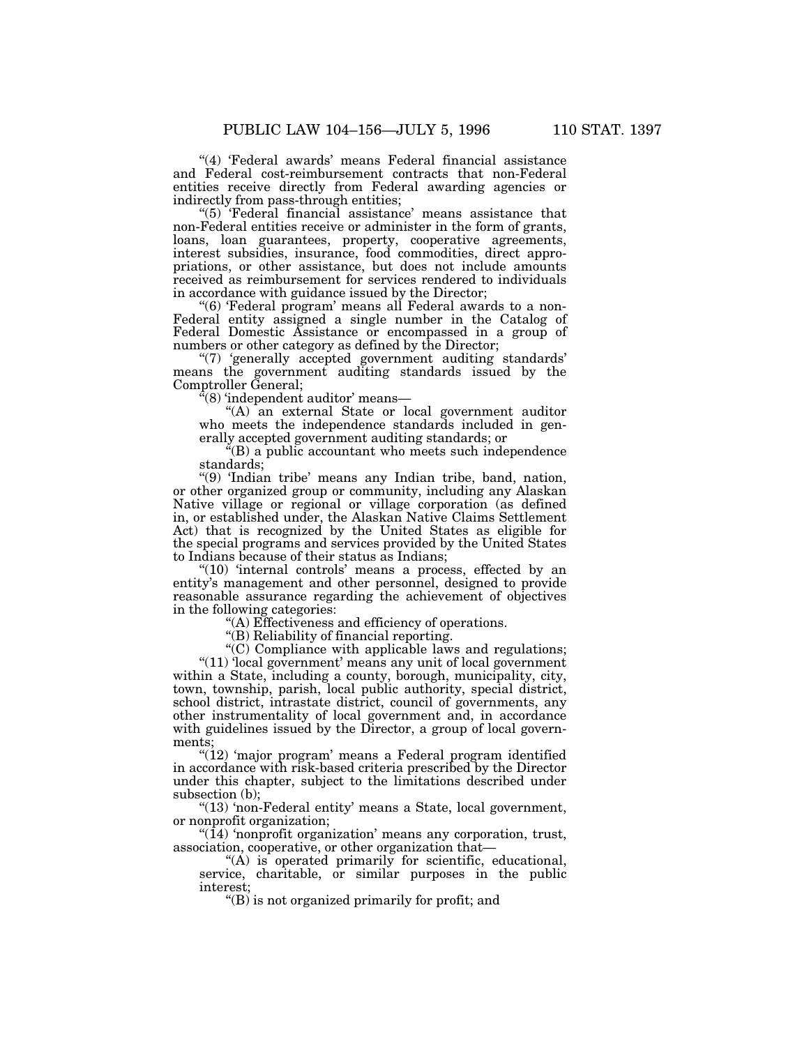"(4) 'Federal awards' means Federal financial assistance and Federal cost-reimbursement contracts that non-Federal entities receive directly from Federal awarding agencies or indirectly from pass-through entities;

"(5) 'Federal financial assistance' means assistance that non-Federal entities receive or administer in the form of grants, loans, loan guarantees, property, cooperative agreements, interest subsidies, insurance, food commodities, direct appropriations, or other assistance, but does not include amounts received as reimbursement for services rendered to individuals in accordance with guidance issued by the Director;

"(6) 'Federal program' means all Federal awards to a non-Federal entity assigned a single number in the Catalog of Federal Domestic Assistance or encompassed in a group of numbers or other category as defined by the Director;

"(7) 'generally accepted government auditing standards' means the government auditing standards issued by the Comptroller General;

"(8) 'independent auditor' means—

"(A) an external State or local government auditor who meets the independence standards included in generally accepted government auditing standards; or

"(B) a public accountant who meets such independence standards;

"(9) 'Indian tribe' means any Indian tribe, band, nation, or other organized group or community, including any Alaskan Native village or regional or village corporation (as defined in, or established under, the Alaskan Native Claims Settlement Act) that is recognized by the United States as eligible for the special programs and services provided by the United States to Indians because of their status as Indians;

"(10) 'internal controls' means a process, effected by an entity's management and other personnel, designed to provide reasonable assurance regarding the achievement of objectives in the following categories:

"(A) Effectiveness and efficiency of operations.

"(B) Reliability of financial reporting.

"(C) Compliance with applicable laws and regulations;

"(11) 'local government' means any unit of local government within a State, including a county, borough, municipality, city, town, township, parish, local public authority, special district, school district, intrastate district, council of governments, any other instrumentality of local government and, in accordance with guidelines issued by the Director, a group of local governments;

"(12) 'major program' means a Federal program identified in accordance with risk-based criteria prescribed by the Director under this chapter, subject to the limitations described under subsection (b);

"(13) 'non-Federal entity' means a State, local government, or nonprofit organization;

"(14) 'nonprofit organization' means any corporation, trust, association, cooperative, or other organization that—

"(A) is operated primarily for scientific, educational, service, charitable, or similar purposes in the public interest;

"(B) is not organized primarily for profit; and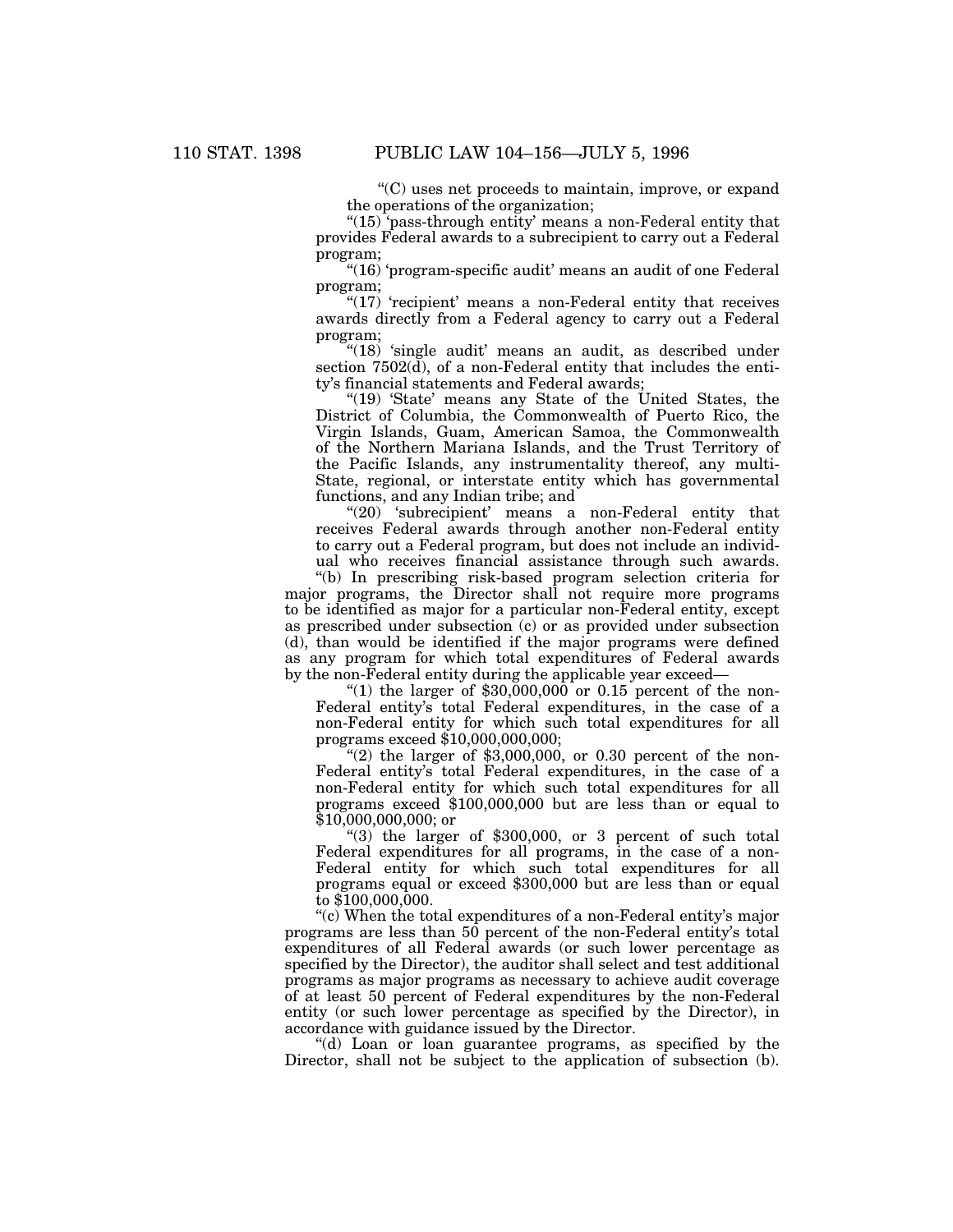"(C) uses net proceeds to maintain, improve, or expand the operations of the organization;

"(15) 'pass-through entity' means a non-Federal entity that provides Federal awards to a subrecipient to carry out a Federal program;

"(16) 'program-specific audit' means an audit of one Federal program;

"(17) 'recipient' means a non-Federal entity that receives awards directly from a Federal agency to carry out a Federal program;

"(18) 'single audit' means an audit, as described under section 7502(d), of a non-Federal entity that includes the entity's financial statements and Federal awards;

"(19) 'State' means any State of the United States, the District of Columbia, the Commonwealth of Puerto Rico, the Virgin Islands, Guam, American Samoa, the Commonwealth of the Northern Mariana Islands, and the Trust Territory of the Pacific Islands, any instrumentality thereof, any multi-State, regional, or interstate entity which has governmental functions, and any Indian tribe; and

"(20) 'subrecipient' means a non-Federal entity that receives Federal awards through another non-Federal entity to carry out a Federal program, but does not include an individual who receives financial assistance through such awards.

"(b) In prescribing risk-based program selection criteria for major programs, the Director shall not require more programs to be identified as major for a particular non-Federal entity, except as prescribed under subsection (c) or as provided under subsection (d), than would be identified if the major programs were defined as any program for which total expenditures of Federal awards by the non-Federal entity during the applicable year exceed—

"(1) the larger of $30,000,000 or 0.15 percent of the non-Federal entity's total Federal expenditures, in the case of a non-Federal entity for which such total expenditures for all programs exceed $10,000,000,000;

"(2) the larger of $3,000,000, or 0.30 percent of the non-Federal entity's total Federal expenditures, in the case of a non-Federal entity for which such total expenditures for all programs exceed $100,000,000 but are less than or equal to $10,000,000,000; or

"(3) the larger of $300,000, or 3 percent of such total Federal expenditures for all programs, in the case of a non-Federal entity for which such total expenditures for all programs equal or exceed $300,000 but are less than or equal to $100,000,000.

"(c) When the total expenditures of a non-Federal entity's major programs are less than 50 percent of the non-Federal entity's total expenditures of all Federal awards (or such lower percentage as specified by the Director), the auditor shall select and test additional programs as major programs as necessary to achieve audit coverage of at least 50 percent of Federal expenditures by the non-Federal entity (or such lower percentage as specified by the Director), in accordance with guidance issued by the Director.

"(d) Loan or loan guarantee programs, as specified by the Director, shall not be subject to the application of subsection (b).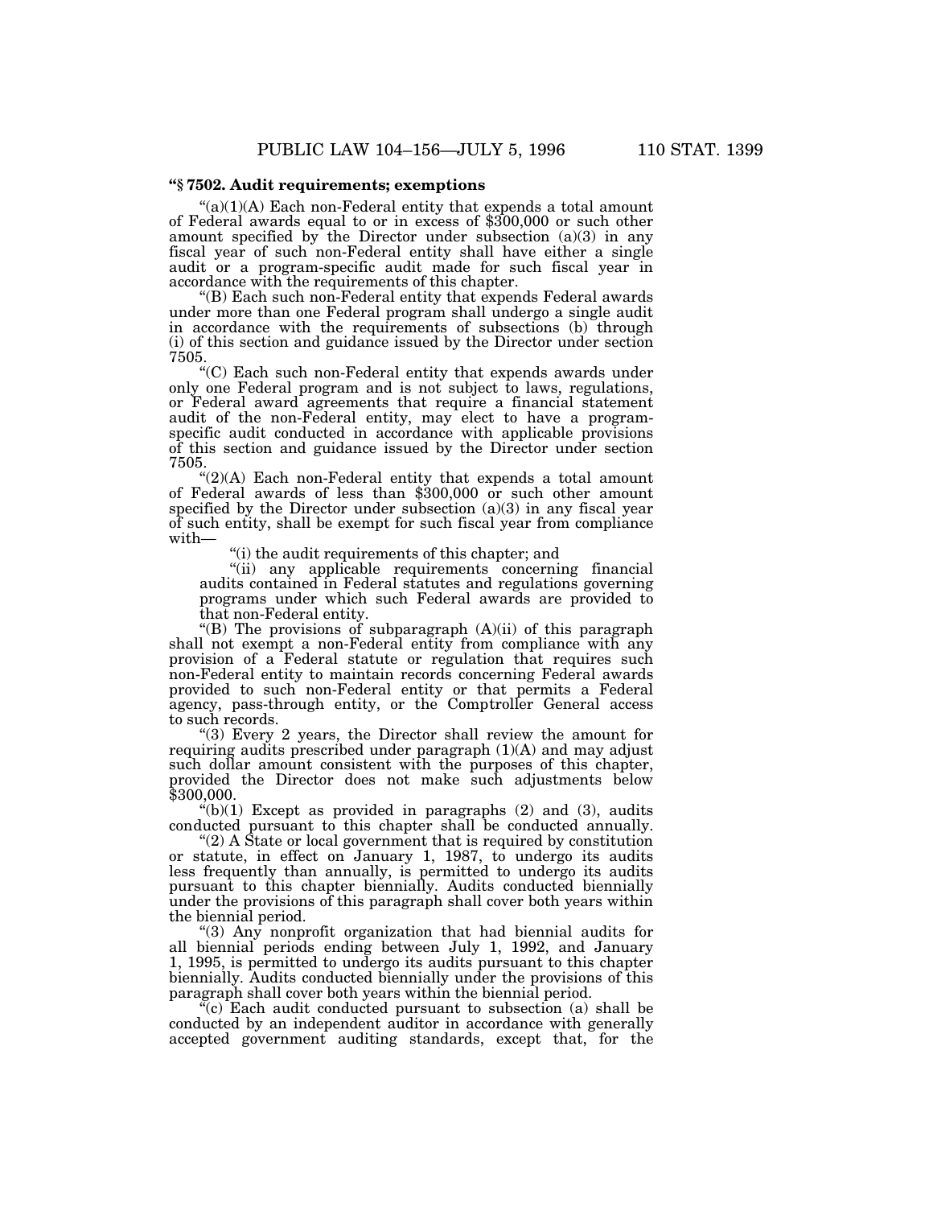**"§ 7502. Audit requirements; exemptions**

"(a)(1)(A) Each non-Federal entity that expends a total amount of Federal awards equal to or in excess of $300,000 or such other amount specified by the Director under subsection (a)(3) in any fiscal year of such non-Federal entity shall have either a single audit or a program-specific audit made for such fiscal year in accordance with the requirements of this chapter.

"(B) Each such non-Federal entity that expends Federal awards under more than one Federal program shall undergo a single audit in accordance with the requirements of subsections (b) through (i) of this section and guidance issued by the Director under section 7505.

"(C) Each such non-Federal entity that expends awards under only one Federal program and is not subject to laws, regulations, or Federal award agreements that require a financial statement audit of the non-Federal entity, may elect to have a program-specific audit conducted in accordance with applicable provisions of this section and guidance issued by the Director under section 7505.

"(2)(A) Each non-Federal entity that expends a total amount of Federal awards of less than $300,000 or such other amount specified by the Director under subsection (a)(3) in any fiscal year of such entity, shall be exempt for such fiscal year from compliance with—

"(i) the audit requirements of this chapter; and

"(ii) any applicable requirements concerning financial audits contained in Federal statutes and regulations governing programs under which such Federal awards are provided to that non-Federal entity.

"(B) The provisions of subparagraph (A)(ii) of this paragraph shall not exempt a non-Federal entity from compliance with any provision of a Federal statute or regulation that requires such non-Federal entity to maintain records concerning Federal awards provided to such non-Federal entity or that permits a Federal agency, pass-through entity, or the Comptroller General access to such records.

"(3) Every 2 years, the Director shall review the amount for requiring audits prescribed under paragraph (1)(A) and may adjust such dollar amount consistent with the purposes of this chapter, provided the Director does not make such adjustments below $300,000.

"(b)(1) Except as provided in paragraphs (2) and (3), audits conducted pursuant to this chapter shall be conducted annually.

"(2) A State or local government that is required by constitution or statute, in effect on January 1, 1987, to undergo its audits less frequently than annually, is permitted to undergo its audits pursuant to this chapter biennially. Audits conducted biennially under the provisions of this paragraph shall cover both years within the biennial period.

"(3) Any nonprofit organization that had biennial audits for all biennial periods ending between July 1, 1992, and January 1, 1995, is permitted to undergo its audits pursuant to this chapter biennially. Audits conducted biennially under the provisions of this paragraph shall cover both years within the biennial period.

"(c) Each audit conducted pursuant to subsection (a) shall be conducted by an independent auditor in accordance with generally accepted government auditing standards, except that, for the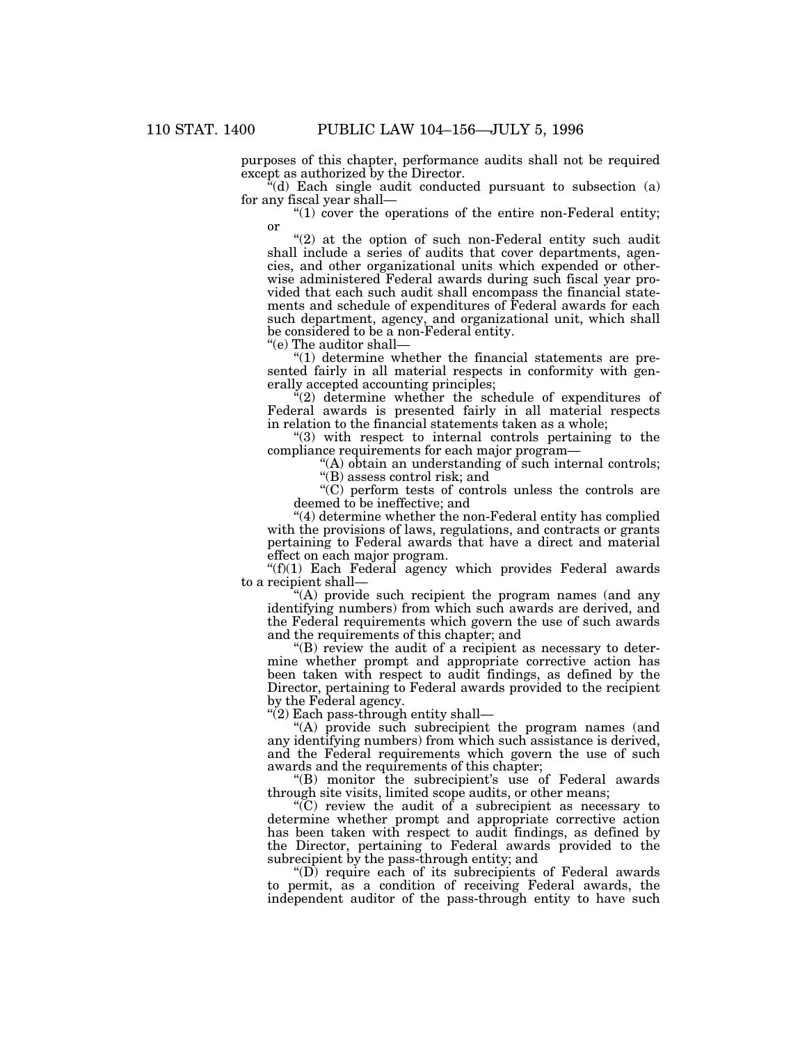purposes of this chapter, performance audits shall not be required except as authorized by the Director.

"(d) Each single audit conducted pursuant to subsection (a) for any fiscal year shall—

"(1) cover the operations of the entire non-Federal entity; or

"(2) at the option of such non-Federal entity such audit shall include a series of audits that cover departments, agencies, and other organizational units which expended or otherwise administered Federal awards during such fiscal year provided that each such audit shall encompass the financial statements and schedule of expenditures of Federal awards for each such department, agency, and organizational unit, which shall be considered to be a non-Federal entity.

"(e) The auditor shall—

"(1) determine whether the financial statements are presented fairly in all material respects in conformity with generally accepted accounting principles;

"(2) determine whether the schedule of expenditures of Federal awards is presented fairly in all material respects in relation to the financial statements taken as a whole;

"(3) with respect to internal controls pertaining to the compliance requirements for each major program—

"(A) obtain an understanding of such internal controls;

"(B) assess control risk; and

"(C) perform tests of controls unless the controls are deemed to be ineffective; and

"(4) determine whether the non-Federal entity has complied with the provisions of laws, regulations, and contracts or grants pertaining to Federal awards that have a direct and material effect on each major program.

"(f)(1) Each Federal agency which provides Federal awards to a recipient shall—

"(A) provide such recipient the program names (and any identifying numbers) from which such awards are derived, and the Federal requirements which govern the use of such awards and the requirements of this chapter; and

"(B) review the audit of a recipient as necessary to determine whether prompt and appropriate corrective action has been taken with respect to audit findings, as defined by the Director, pertaining to Federal awards provided to the recipient by the Federal agency.

"(2) Each pass-through entity shall—

"(A) provide such subrecipient the program names (and any identifying numbers) from which such assistance is derived, and the Federal requirements which govern the use of such awards and the requirements of this chapter;

"(B) monitor the subrecipient's use of Federal awards through site visits, limited scope audits, or other means;

"(C) review the audit of a subrecipient as necessary to determine whether prompt and appropriate corrective action has been taken with respect to audit findings, as defined by the Director, pertaining to Federal awards provided to the subrecipient by the pass-through entity; and

"(D) require each of its subrecipients of Federal awards to permit, as a condition of receiving Federal awards, the independent auditor of the pass-through entity to have such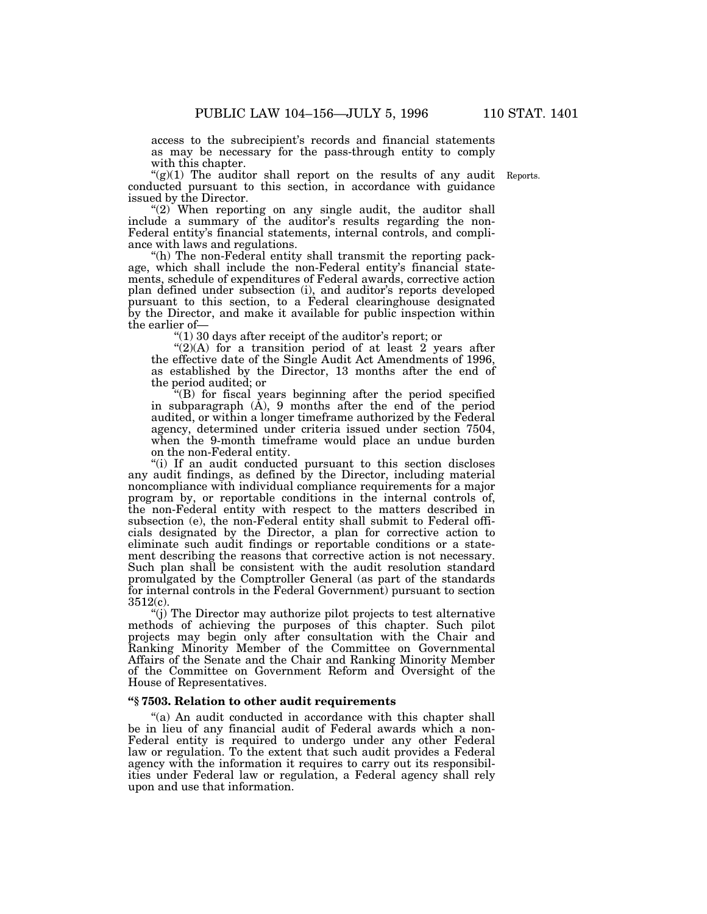access to the subrecipient's records and financial statements as may be necessary for the pass-through entity to comply with this chapter.

"(g)(1) The auditor shall report on the results of any audit conducted pursuant to this section, in accordance with guidance issued by the Director.

Reports.

"(2) When reporting on any single audit, the auditor shall include a summary of the auditor's results regarding the non-Federal entity's financial statements, internal controls, and compliance with laws and regulations.

"(h) The non-Federal entity shall transmit the reporting package, which shall include the non-Federal entity's financial statements, schedule of expenditures of Federal awards, corrective action plan defined under subsection (i), and auditor's reports developed pursuant to this section, to a Federal clearinghouse designated by the Director, and make it available for public inspection within the earlier of—

"(1) 30 days after receipt of the auditor's report; or

"(2)(A) for a transition period of at least 2 years after the effective date of the Single Audit Act Amendments of 1996, as established by the Director, 13 months after the end of the period audited; or

"(B) for fiscal years beginning after the period specified in subparagraph (A), 9 months after the end of the period audited, or within a longer timeframe authorized by the Federal agency, determined under criteria issued under section 7504, when the 9-month timeframe would place an undue burden on the non-Federal entity.

"(i) If an audit conducted pursuant to this section discloses any audit findings, as defined by the Director, including material noncompliance with individual compliance requirements for a major program by, or reportable conditions in the internal controls of, the non-Federal entity with respect to the matters described in subsection (e), the non-Federal entity shall submit to Federal officials designated by the Director, a plan for corrective action to eliminate such audit findings or reportable conditions or a statement describing the reasons that corrective action is not necessary. Such plan shall be consistent with the audit resolution standard promulgated by the Comptroller General (as part of the standards for internal controls in the Federal Government) pursuant to section 3512(c).

"(j) The Director may authorize pilot projects to test alternative methods of achieving the purposes of this chapter. Such pilot projects may begin only after consultation with the Chair and Ranking Minority Member of the Committee on Governmental Affairs of the Senate and the Chair and Ranking Minority Member of the Committee on Government Reform and Oversight of the House of Representatives.

**"§ 7503. Relation to other audit requirements**

"(a) An audit conducted in accordance with this chapter shall be in lieu of any financial audit of Federal awards which a non-Federal entity is required to undergo under any other Federal law or regulation. To the extent that such audit provides a Federal agency with the information it requires to carry out its responsibilities under Federal law or regulation, a Federal agency shall rely upon and use that information.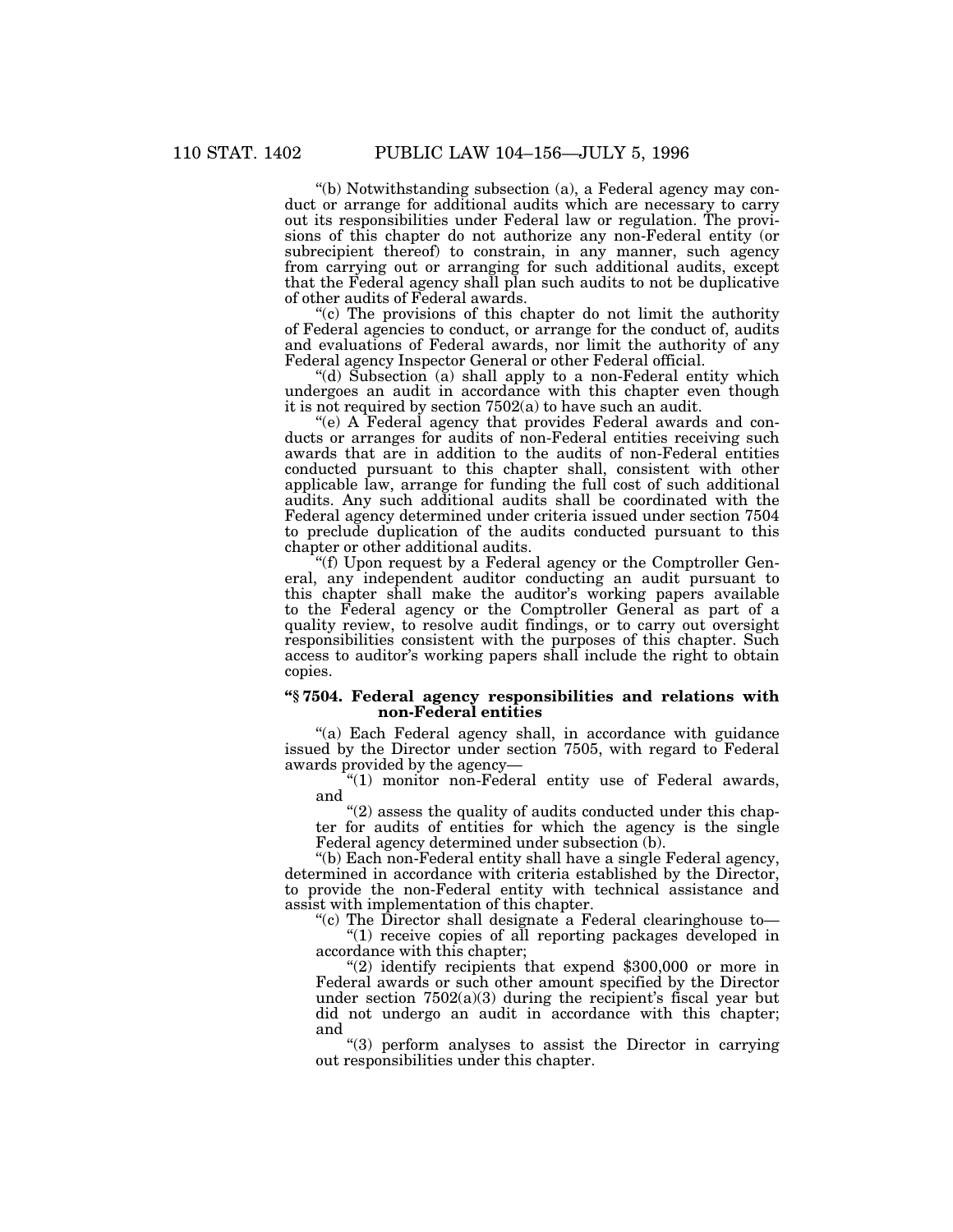"(b) Notwithstanding subsection (a), a Federal agency may conduct or arrange for additional audits which are necessary to carry out its responsibilities under Federal law or regulation. The provisions of this chapter do not authorize any non-Federal entity (or subrecipient thereof) to constrain, in any manner, such agency from carrying out or arranging for such additional audits, except that the Federal agency shall plan such audits to not be duplicative of other audits of Federal awards.

"(c) The provisions of this chapter do not limit the authority of Federal agencies to conduct, or arrange for the conduct of, audits and evaluations of Federal awards, nor limit the authority of any Federal agency Inspector General or other Federal official.

"(d) Subsection (a) shall apply to a non-Federal entity which undergoes an audit in accordance with this chapter even though it is not required by section 7502(a) to have such an audit.

"(e) A Federal agency that provides Federal awards and conducts or arranges for audits of non-Federal entities receiving such awards that are in addition to the audits of non-Federal entities conducted pursuant to this chapter shall, consistent with other applicable law, arrange for funding the full cost of such additional audits. Any such additional audits shall be coordinated with the Federal agency determined under criteria issued under section 7504 to preclude duplication of the audits conducted pursuant to this chapter or other additional audits.

"(f) Upon request by a Federal agency or the Comptroller General, any independent auditor conducting an audit pursuant to this chapter shall make the auditor's working papers available to the Federal agency or the Comptroller General as part of a quality review, to resolve audit findings, or to carry out oversight responsibilities consistent with the purposes of this chapter. Such access to auditor's working papers shall include the right to obtain copies.

**"§ 7504. Federal agency responsibilities and relations with non-Federal entities**

"(a) Each Federal agency shall, in accordance with guidance issued by the Director under section 7505, with regard to Federal awards provided by the agency—

"(1) monitor non-Federal entity use of Federal awards, and

"(2) assess the quality of audits conducted under this chapter for audits of entities for which the agency is the single Federal agency determined under subsection (b).

"(b) Each non-Federal entity shall have a single Federal agency, determined in accordance with criteria established by the Director, to provide the non-Federal entity with technical assistance and assist with implementation of this chapter.

"(c) The Director shall designate a Federal clearinghouse to—

"(1) receive copies of all reporting packages developed in accordance with this chapter;

"(2) identify recipients that expend $300,000 or more in Federal awards or such other amount specified by the Director under section 7502(a)(3) during the recipient's fiscal year but did not undergo an audit in accordance with this chapter; and

"(3) perform analyses to assist the Director in carrying out responsibilities under this chapter.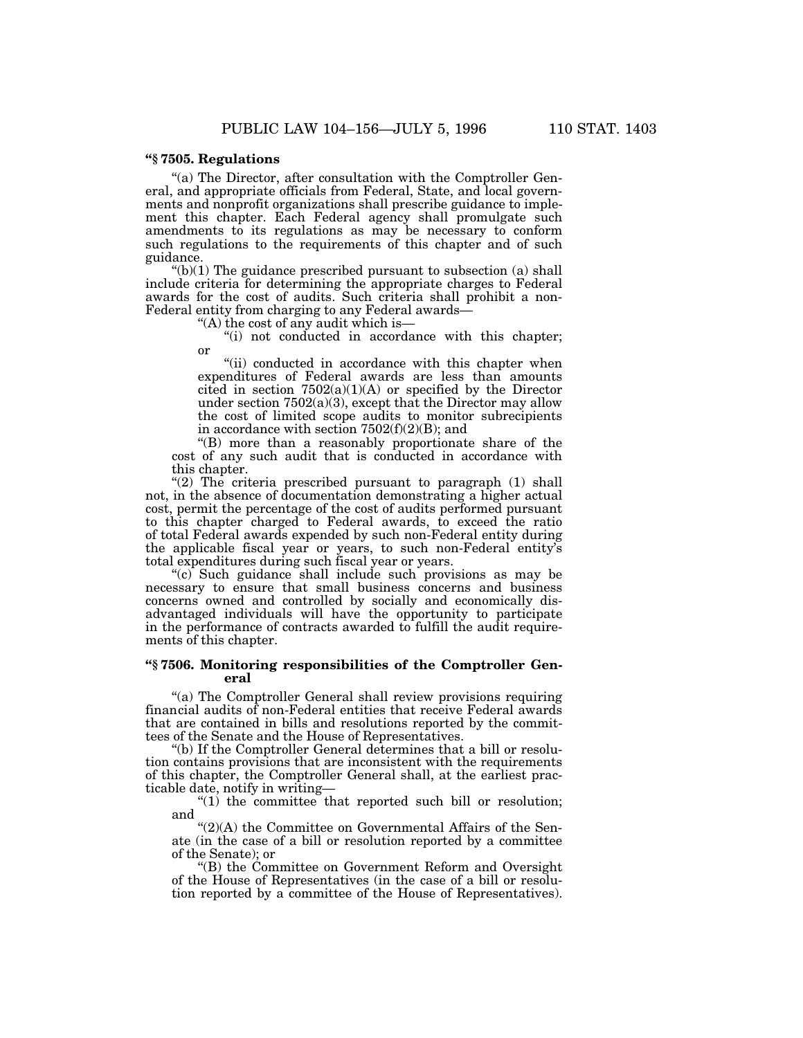### "§ 7505. Regulations

"(a) The Director, after consultation with the Comptroller General, and appropriate officials from Federal, State, and local governments and nonprofit organizations shall prescribe guidance to implement this chapter. Each Federal agency shall promulgate such amendments to its regulations as may be necessary to conform such regulations to the requirements of this chapter and of such guidance.

"(b)(1) The guidance prescribed pursuant to subsection (a) shall include criteria for determining the appropriate charges to Federal awards for the cost of audits. Such criteria shall prohibit a non-Federal entity from charging to any Federal awards—

"(A) the cost of any audit which is—

"(i) not conducted in accordance with this chapter; or

"(ii) conducted in accordance with this chapter when expenditures of Federal awards are less than amounts cited in section 7502(a)(1)(A) or specified by the Director under section 7502(a)(3), except that the Director may allow the cost of limited scope audits to monitor subrecipients in accordance with section 7502(f)(2)(B); and

"(B) more than a reasonably proportionate share of the cost of any such audit that is conducted in accordance with this chapter.

"(2) The criteria prescribed pursuant to paragraph (1) shall not, in the absence of documentation demonstrating a higher actual cost, permit the percentage of the cost of audits performed pursuant to this chapter charged to Federal awards, to exceed the ratio of total Federal awards expended by such non-Federal entity during the applicable fiscal year or years, to such non-Federal entity's total expenditures during such fiscal year or years.

"(c) Such guidance shall include such provisions as may be necessary to ensure that small business concerns and business concerns owned and controlled by socially and economically disadvantaged individuals will have the opportunity to participate in the performance of contracts awarded to fulfill the audit requirements of this chapter.

### "§ 7506. Monitoring responsibilities of the Comptroller General

"(a) The Comptroller General shall review provisions requiring financial audits of non-Federal entities that receive Federal awards that are contained in bills and resolutions reported by the committees of the Senate and the House of Representatives.

"(b) If the Comptroller General determines that a bill or resolution contains provisions that are inconsistent with the requirements of this chapter, the Comptroller General shall, at the earliest practicable date, notify in writing—

"(1) the committee that reported such bill or resolution; and

"(2)(A) the Committee on Governmental Affairs of the Senate (in the case of a bill or resolution reported by a committee of the Senate); or

"(B) the Committee on Government Reform and Oversight of the House of Representatives (in the case of a bill or resolution reported by a committee of the House of Representatives).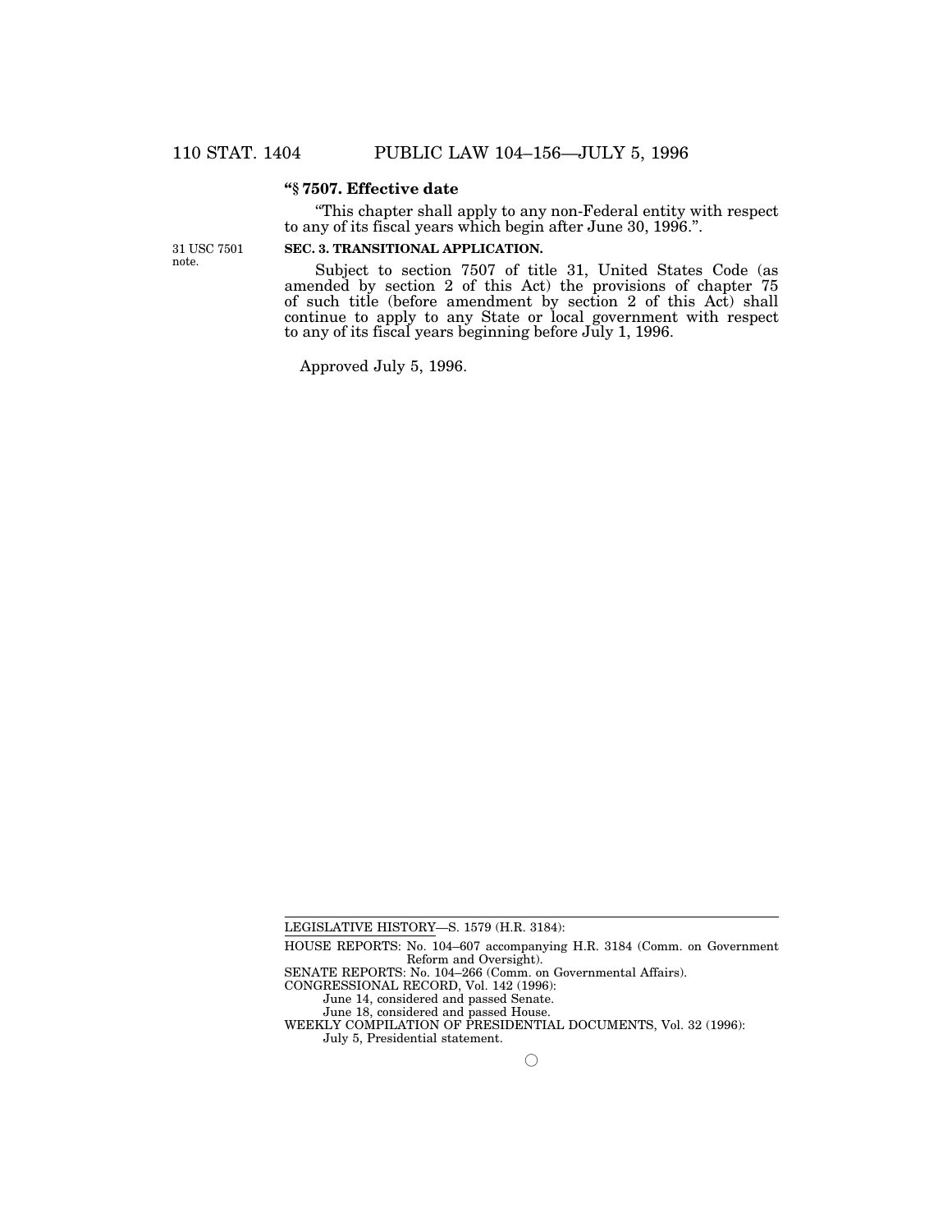**"§ 7507. Effective date**

"This chapter shall apply to any non-Federal entity with respect to any of its fiscal years which begin after June 30, 1996.".

31 USC 7501 note.

**SEC. 3. TRANSITIONAL APPLICATION.**

Subject to section 7507 of title 31, United States Code (as amended by section 2 of this Act) the provisions of chapter 75 of such title (before amendment by section 2 of this Act) shall continue to apply to any State or local government with respect to any of its fiscal years beginning before July 1, 1996.

Approved July 5, 1996.

---

LEGISLATIVE HISTORY—S. 1579 (H.R. 3184):

HOUSE REPORTS: No. 104–607 accompanying H.R. 3184 (Comm. on Government Reform and Oversight).

SENATE REPORTS: No. 104–266 (Comm. on Governmental Affairs).

CONGRESSIONAL RECORD, Vol. 142 (1996):
- June 14, considered and passed Senate.
- June 18, considered and passed House.

WEEKLY COMPILATION OF PRESIDENTIAL DOCUMENTS, Vol. 32 (1996):
- July 5, Presidential statement.